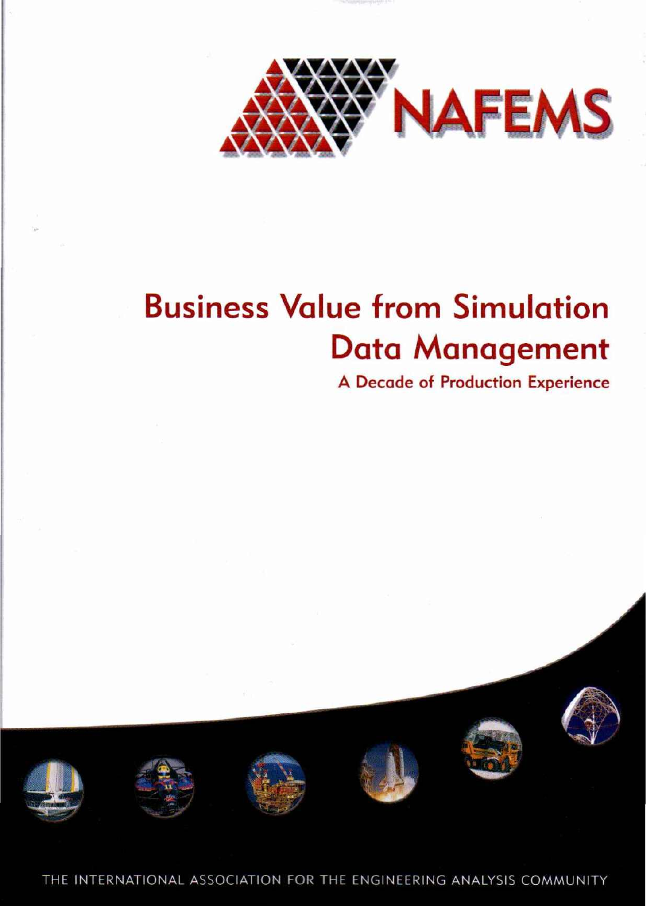NAFEMS

# Business Value from Simulation Data Management

## A Decade of Production Experience

THE INTERNATIONAL ASSOCIATION FOR THE ENGINEERING ANALYSIS COMMUNITY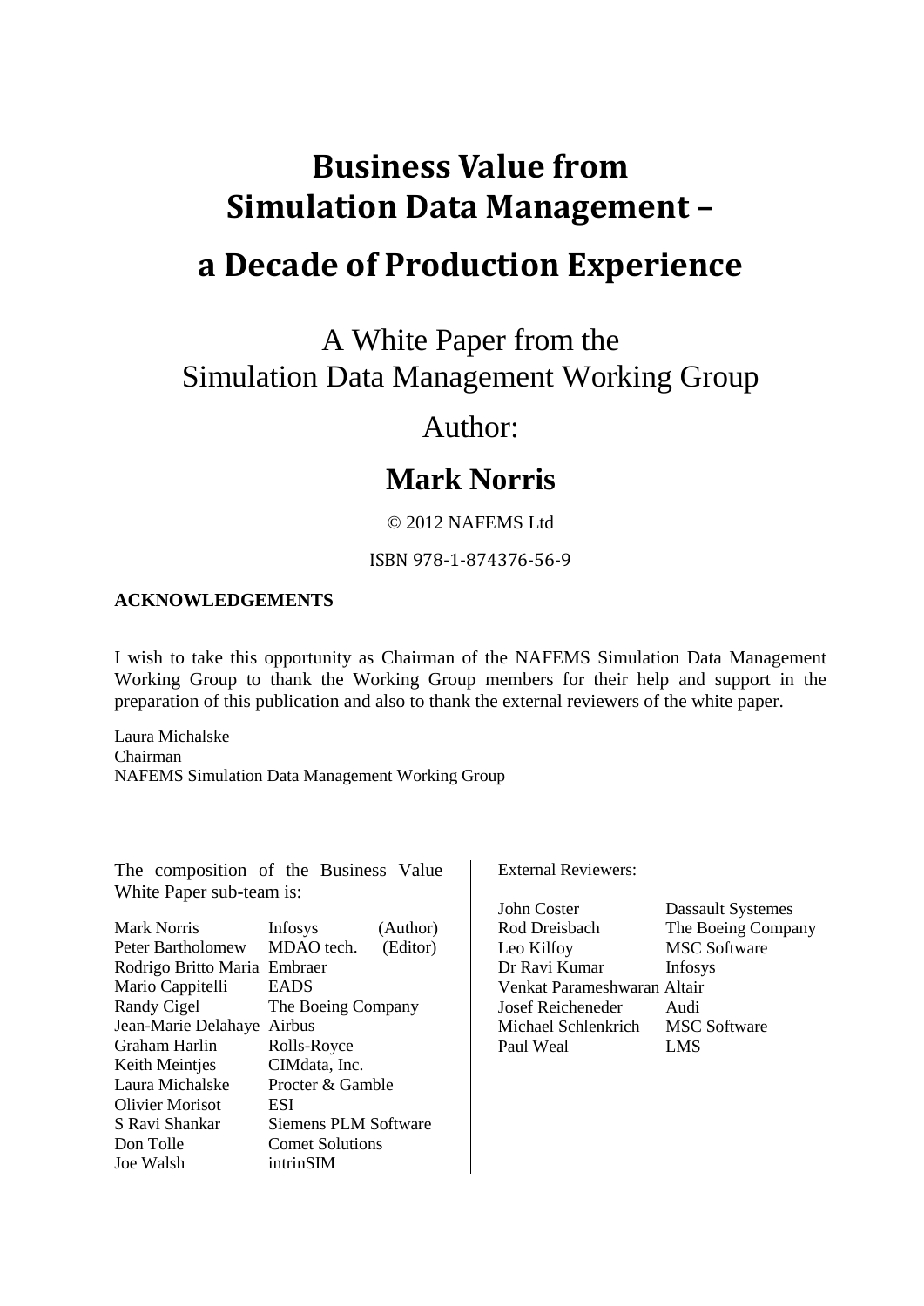# Business Value from Simulation Data Management – a Decade of Production Experience

A White Paper from the Simulation Data Management Working Group

Author:

**Mark Norris**

© 2012 NAFEMS Ltd

ISBN 978-1-874376-56-9

**ACKNOWLEDGEMENTS**

I wish to take this opportunity as Chairman of the NAFEMS Simulation Data Management Working Group to thank the Working Group members for their help and support in the preparation of this publication and also to thank the external reviewers of the white paper.

Laura Michalske
Chairman
NAFEMS Simulation Data Management Working Group

The composition of the Business Value White Paper sub-team is:

| Name | Organisation | Role |
|---|---|---|
| Mark Norris | Infosys | (Author) |
| Peter Bartholomew | MDAO tech. | (Editor) |
| Rodrigo Britto Maria | Embraer | |
| Mario Cappitelli | EADS | |
| Randy Cigel | The Boeing Company | |
| Jean-Marie Delahaye | Airbus | |
| Graham Harlin | Rolls-Royce | |
| Keith Meintjes | CIMdata, Inc. | |
| Laura Michalske | Procter & Gamble | |
| Olivier Morisot | ESI | |
| S Ravi Shankar | Siemens PLM Software | |
| Don Tolle | Comet Solutions | |
| Joe Walsh | intrinSIM | |

External Reviewers:

| Name | Organisation |
|---|---|
| John Coster | Dassault Systemes |
| Rod Dreisbach | The Boeing Company |
| Leo Kilfoy | MSC Software |
| Dr Ravi Kumar | Infosys |
| Venkat Parameshwaran | Altair |
| Josef Reicheneder | Audi |
| Michael Schlenkrich | MSC Software |
| Paul Weal | LMS |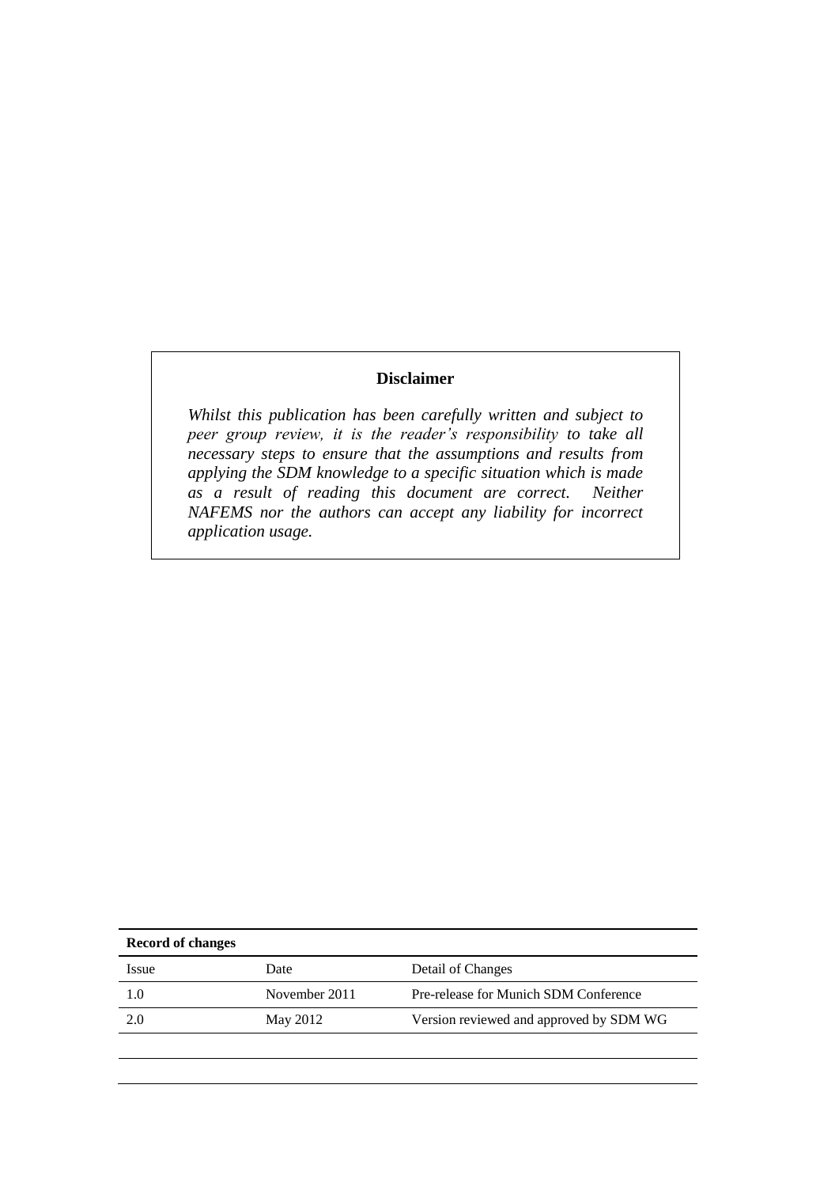**Disclaimer**

*Whilst this publication has been carefully written and subject to peer group review, it is the reader's responsibility to take all necessary steps to ensure that the assumptions and results from applying the SDM knowledge to a specific situation which is made as a result of reading this document are correct. Neither NAFEMS nor the authors can accept any liability for incorrect application usage.*

**Record of changes**

| Issue | Date | Detail of Changes |
|---|---|---|
| 1.0 | November 2011 | Pre-release for Munich SDM Conference |
| 2.0 | May 2012 | Version reviewed and approved by SDM WG |
| | | |
| | | |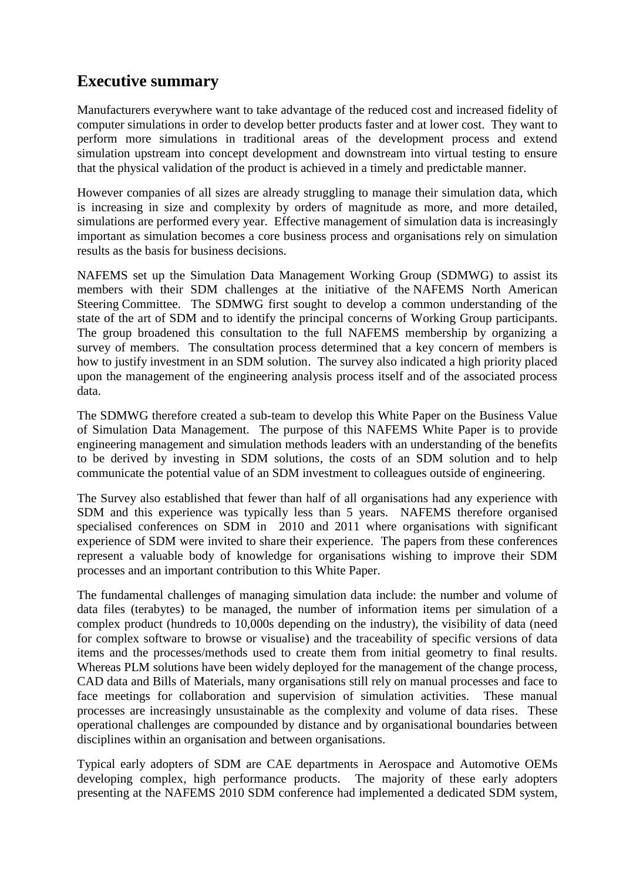## Executive summary

Manufacturers everywhere want to take advantage of the reduced cost and increased fidelity of computer simulations in order to develop better products faster and at lower cost. They want to perform more simulations in traditional areas of the development process and extend simulation upstream into concept development and downstream into virtual testing to ensure that the physical validation of the product is achieved in a timely and predictable manner.

However companies of all sizes are already struggling to manage their simulation data, which is increasing in size and complexity by orders of magnitude as more, and more detailed, simulations are performed every year. Effective management of simulation data is increasingly important as simulation becomes a core business process and organisations rely on simulation results as the basis for business decisions.

NAFEMS set up the Simulation Data Management Working Group (SDMWG) to assist its members with their SDM challenges at the initiative of the NAFEMS North American Steering Committee. The SDMWG first sought to develop a common understanding of the state of the art of SDM and to identify the principal concerns of Working Group participants. The group broadened this consultation to the full NAFEMS membership by organizing a survey of members. The consultation process determined that a key concern of members is how to justify investment in an SDM solution. The survey also indicated a high priority placed upon the management of the engineering analysis process itself and of the associated process data.

The SDMWG therefore created a sub-team to develop this White Paper on the Business Value of Simulation Data Management. The purpose of this NAFEMS White Paper is to provide engineering management and simulation methods leaders with an understanding of the benefits to be derived by investing in SDM solutions, the costs of an SDM solution and to help communicate the potential value of an SDM investment to colleagues outside of engineering.

The Survey also established that fewer than half of all organisations had any experience with SDM and this experience was typically less than 5 years. NAFEMS therefore organised specialised conferences on SDM in 2010 and 2011 where organisations with significant experience of SDM were invited to share their experience. The papers from these conferences represent a valuable body of knowledge for organisations wishing to improve their SDM processes and an important contribution to this White Paper.

The fundamental challenges of managing simulation data include: the number and volume of data files (terabytes) to be managed, the number of information items per simulation of a complex product (hundreds to 10,000s depending on the industry), the visibility of data (need for complex software to browse or visualise) and the traceability of specific versions of data items and the processes/methods used to create them from initial geometry to final results. Whereas PLM solutions have been widely deployed for the management of the change process, CAD data and Bills of Materials, many organisations still rely on manual processes and face to face meetings for collaboration and supervision of simulation activities. These manual processes are increasingly unsustainable as the complexity and volume of data rises. These operational challenges are compounded by distance and by organisational boundaries between disciplines within an organisation and between organisations.

Typical early adopters of SDM are CAE departments in Aerospace and Automotive OEMs developing complex, high performance products. The majority of these early adopters presenting at the NAFEMS 2010 SDM conference had implemented a dedicated SDM system,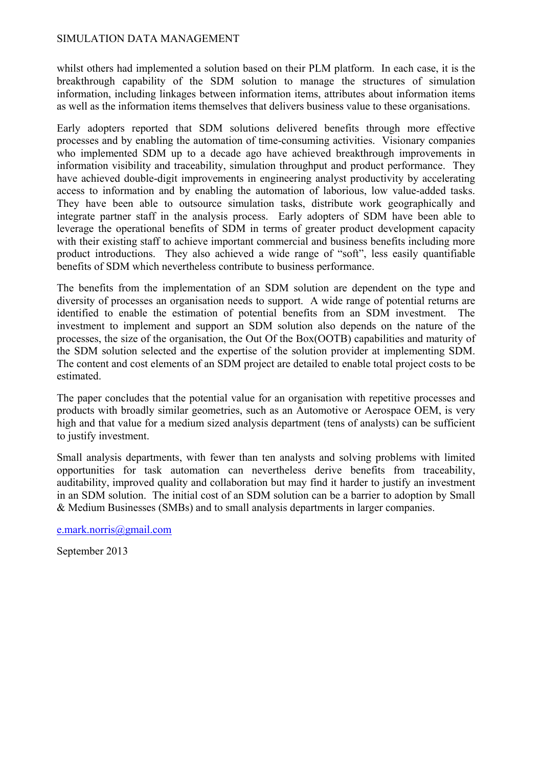whilst others had implemented a solution based on their PLM platform. In each case, it is the breakthrough capability of the SDM solution to manage the structures of simulation information, including linkages between information items, attributes about information items as well as the information items themselves that delivers business value to these organisations.

Early adopters reported that SDM solutions delivered benefits through more effective processes and by enabling the automation of time-consuming activities. Visionary companies who implemented SDM up to a decade ago have achieved breakthrough improvements in information visibility and traceability, simulation throughput and product performance. They have achieved double-digit improvements in engineering analyst productivity by accelerating access to information and by enabling the automation of laborious, low value-added tasks. They have been able to outsource simulation tasks, distribute work geographically and integrate partner staff in the analysis process. Early adopters of SDM have been able to leverage the operational benefits of SDM in terms of greater product development capacity with their existing staff to achieve important commercial and business benefits including more product introductions. They also achieved a wide range of "soft", less easily quantifiable benefits of SDM which nevertheless contribute to business performance.

The benefits from the implementation of an SDM solution are dependent on the type and diversity of processes an organisation needs to support. A wide range of potential returns are identified to enable the estimation of potential benefits from an SDM investment. The investment to implement and support an SDM solution also depends on the nature of the processes, the size of the organisation, the Out Of the Box(OOTB) capabilities and maturity of the SDM solution selected and the expertise of the solution provider at implementing SDM. The content and cost elements of an SDM project are detailed to enable total project costs to be estimated.

The paper concludes that the potential value for an organisation with repetitive processes and products with broadly similar geometries, such as an Automotive or Aerospace OEM, is very high and that value for a medium sized analysis department (tens of analysts) can be sufficient to justify investment.

Small analysis departments, with fewer than ten analysts and solving problems with limited opportunities for task automation can nevertheless derive benefits from traceability, auditability, improved quality and collaboration but may find it harder to justify an investment in an SDM solution. The initial cost of an SDM solution can be a barrier to adoption by Small & Medium Businesses (SMBs) and to small analysis departments in larger companies.

e.mark.norris@gmail.com

September 2013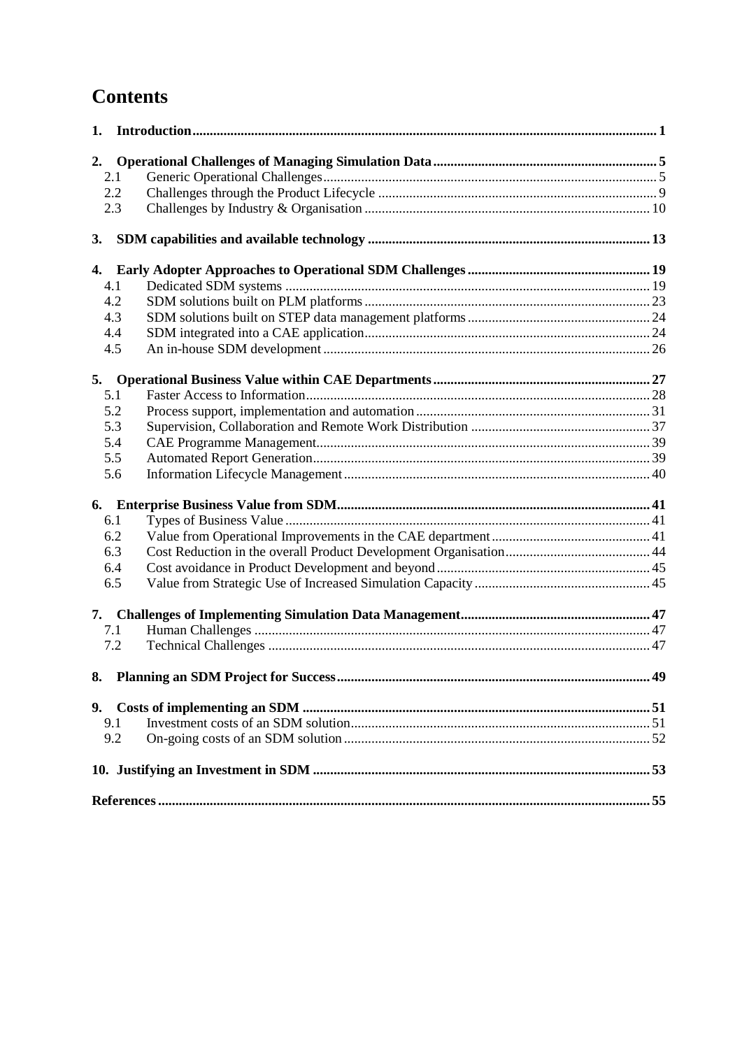# Contents

**1. Introduction** ..... 1

**2. Operational Challenges of Managing Simulation Data** ..... 5
- 2.1 Generic Operational Challenges ..... 5
- 2.2 Challenges through the Product Lifecycle ..... 9
- 2.3 Challenges by Industry & Organisation ..... 10

**3. SDM capabilities and available technology** ..... 13

**4. Early Adopter Approaches to Operational SDM Challenges** ..... 19
- 4.1 Dedicated SDM systems ..... 19
- 4.2 SDM solutions built on PLM platforms ..... 23
- 4.3 SDM solutions built on STEP data management platforms ..... 24
- 4.4 SDM integrated into a CAE application ..... 24
- 4.5 An in-house SDM development ..... 26

**5. Operational Business Value within CAE Departments** ..... 27
- 5.1 Faster Access to Information ..... 28
- 5.2 Process support, implementation and automation ..... 31
- 5.3 Supervision, Collaboration and Remote Work Distribution ..... 37
- 5.4 CAE Programme Management ..... 39
- 5.5 Automated Report Generation ..... 39
- 5.6 Information Lifecycle Management ..... 40

**6. Enterprise Business Value from SDM** ..... 41
- 6.1 Types of Business Value ..... 41
- 6.2 Value from Operational Improvements in the CAE department ..... 41
- 6.3 Cost Reduction in the overall Product Development Organisation ..... 44
- 6.4 Cost avoidance in Product Development and beyond ..... 45
- 6.5 Value from Strategic Use of Increased Simulation Capacity ..... 45

**7. Challenges of Implementing Simulation Data Management** ..... 47
- 7.1 Human Challenges ..... 47
- 7.2 Technical Challenges ..... 47

**8. Planning an SDM Project for Success** ..... 49

**9. Costs of implementing an SDM** ..... 51
- 9.1 Investment costs of an SDM solution ..... 51
- 9.2 On-going costs of an SDM solution ..... 52

**10. Justifying an Investment in SDM** ..... 53

**References** ..... 55